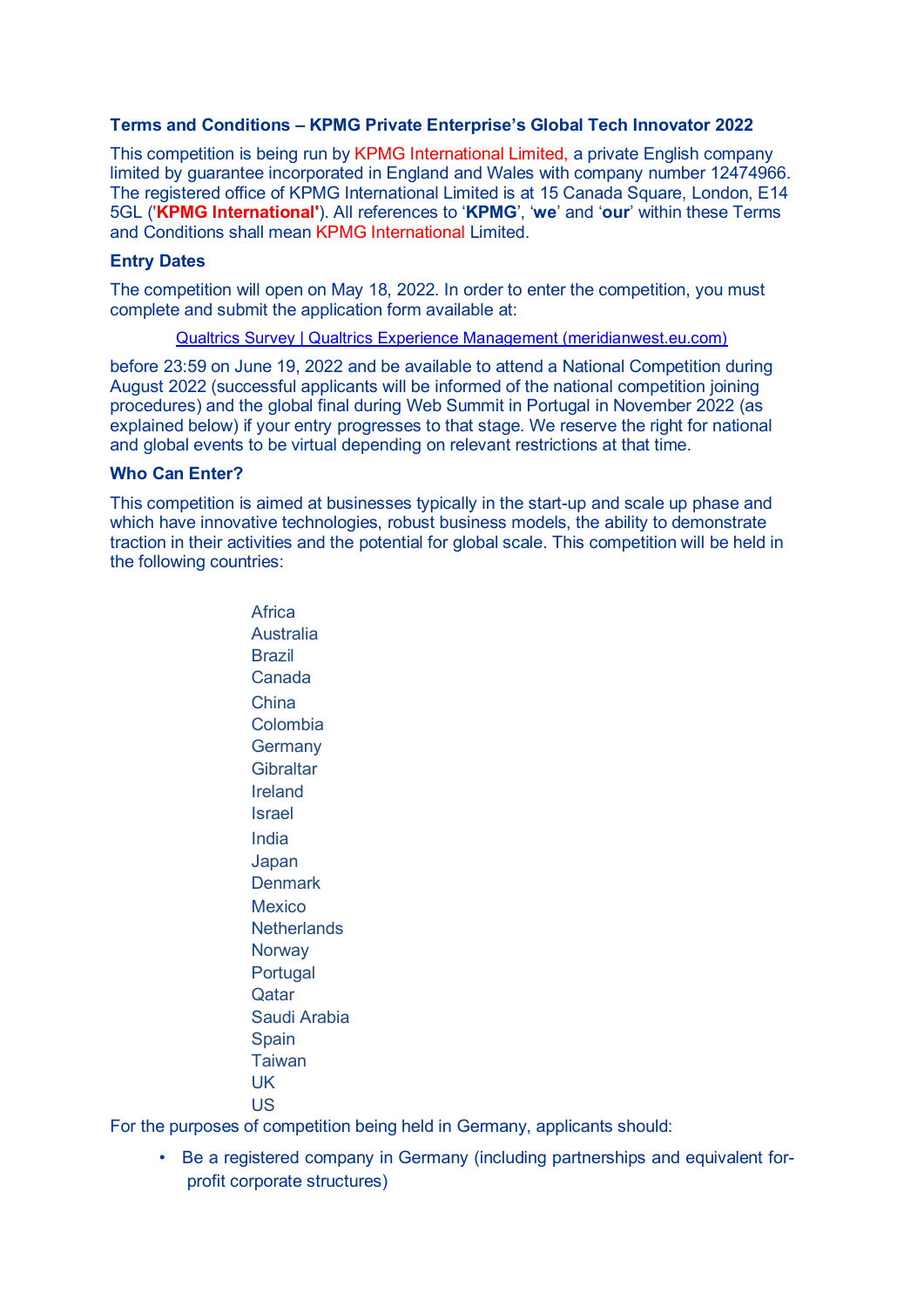**Terms and Conditions – KPMG Private Enterprise's Global Tech Innovator 2022**

This competition is being run by KPMG International Limited, a private English company limited by guarantee incorporated in England and Wales with company number 12474966. The registered office of KPMG International Limited is at 15 Canada Square, London, E14 5GL ('**KPMG International**'). All references to '**KPMG**', '**we**' and '**our**' within these Terms and Conditions shall mean KPMG International Limited.

**Entry Dates**

The competition will open on May 18, 2022. In order to enter the competition, you must complete and submit the application form available at:

Qualtrics Survey | Qualtrics Experience Management (meridianwest.eu.com)

before 23:59 on June 19, 2022 and be available to attend a National Competition during August 2022 (successful applicants will be informed of the national competition joining procedures) and the global final during Web Summit in Portugal in November 2022 (as explained below) if your entry progresses to that stage. We reserve the right for national and global events to be virtual depending on relevant restrictions at that time.

**Who Can Enter?**

This competition is aimed at businesses typically in the start-up and scale up phase and which have innovative technologies, robust business models, the ability to demonstrate traction in their activities and the potential for global scale. This competition will be held in the following countries:

Africa
Australia
Brazil
Canada
China
Colombia
Germany
Gibraltar
Ireland
Israel
India
Japan
Denmark
Mexico
Netherlands
Norway
Portugal
Qatar
Saudi Arabia
Spain
Taiwan
UK
US

For the purposes of competition being held in Germany, applicants should:

- Be a registered company in Germany (including partnerships and equivalent for-profit corporate structures)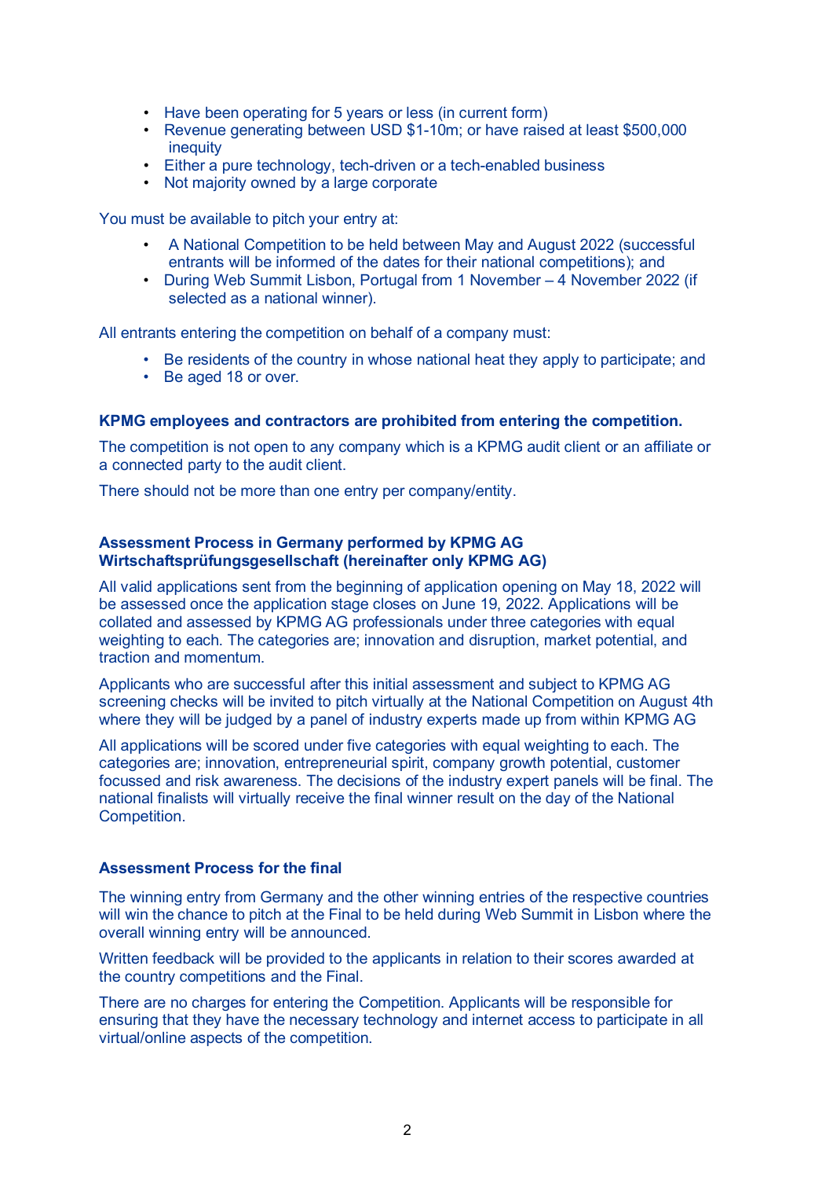- Have been operating for 5 years or less (in current form)
- Revenue generating between USD $1-10m; or have raised at least $500,000 inequity
- Either a pure technology, tech-driven or a tech-enabled business
- Not majority owned by a large corporate

You must be available to pitch your entry at:

- A National Competition to be held between May and August 2022 (successful entrants will be informed of the dates for their national competitions); and
- During Web Summit Lisbon, Portugal from 1 November – 4 November 2022 (if selected as a national winner).

All entrants entering the competition on behalf of a company must:

- Be residents of the country in whose national heat they apply to participate; and
- Be aged 18 or over.

**KPMG employees and contractors are prohibited from entering the competition.**

The competition is not open to any company which is a KPMG audit client or an affiliate or a connected party to the audit client.

There should not be more than one entry per company/entity.

**Assessment Process in Germany performed by KPMG AG Wirtschaftsprüfungsgesellschaft (hereinafter only KPMG AG)**

All valid applications sent from the beginning of application opening on May 18, 2022 will be assessed once the application stage closes on June 19, 2022. Applications will be collated and assessed by KPMG AG professionals under three categories with equal weighting to each. The categories are; innovation and disruption, market potential, and traction and momentum.

Applicants who are successful after this initial assessment and subject to KPMG AG screening checks will be invited to pitch virtually at the National Competition on August 4th where they will be judged by a panel of industry experts made up from within KPMG AG

All applications will be scored under five categories with equal weighting to each. The categories are; innovation, entrepreneurial spirit, company growth potential, customer focussed and risk awareness. The decisions of the industry expert panels will be final. The national finalists will virtually receive the final winner result on the day of the National Competition.

**Assessment Process for the final**

The winning entry from Germany and the other winning entries of the respective countries will win the chance to pitch at the Final to be held during Web Summit in Lisbon where the overall winning entry will be announced.

Written feedback will be provided to the applicants in relation to their scores awarded at the country competitions and the Final.

There are no charges for entering the Competition. Applicants will be responsible for ensuring that they have the necessary technology and internet access to participate in all virtual/online aspects of the competition.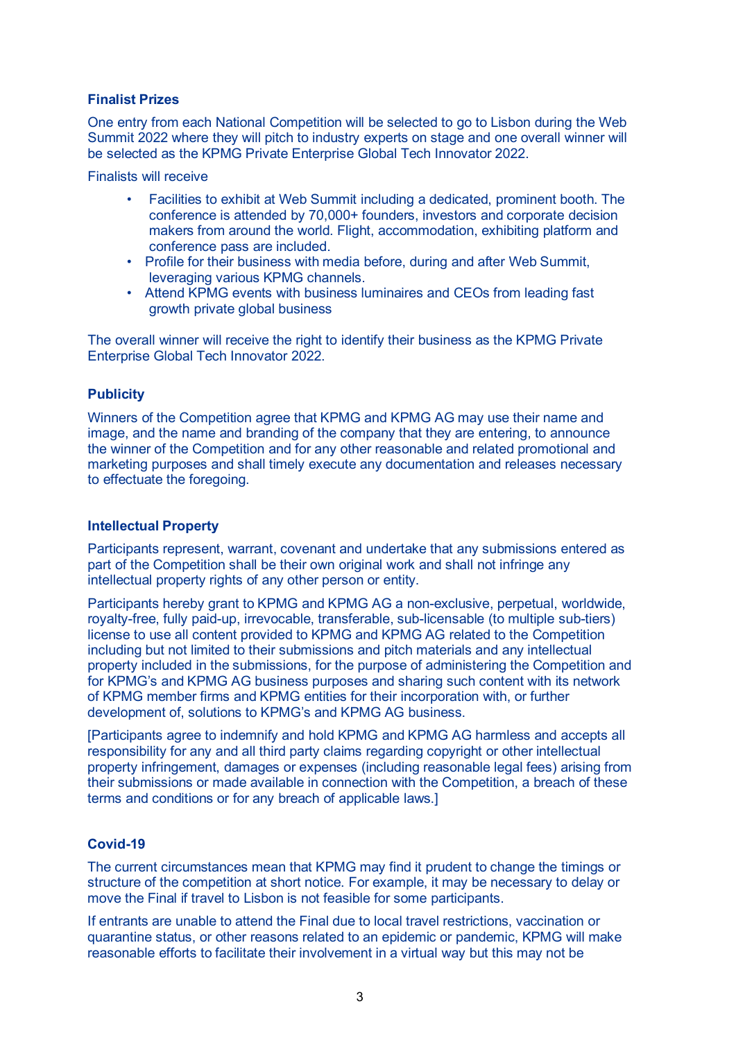### Finalist Prizes

One entry from each National Competition will be selected to go to Lisbon during the Web Summit 2022 where they will pitch to industry experts on stage and one overall winner will be selected as the KPMG Private Enterprise Global Tech Innovator 2022.

Finalists will receive

- Facilities to exhibit at Web Summit including a dedicated, prominent booth. The conference is attended by 70,000+ founders, investors and corporate decision makers from around the world. Flight, accommodation, exhibiting platform and conference pass are included.
- Profile for their business with media before, during and after Web Summit, leveraging various KPMG channels.
- Attend KPMG events with business luminaires and CEOs from leading fast growth private global business

The overall winner will receive the right to identify their business as the KPMG Private Enterprise Global Tech Innovator 2022.

### Publicity

Winners of the Competition agree that KPMG and KPMG AG may use their name and image, and the name and branding of the company that they are entering, to announce the winner of the Competition and for any other reasonable and related promotional and marketing purposes and shall timely execute any documentation and releases necessary to effectuate the foregoing.

### Intellectual Property

Participants represent, warrant, covenant and undertake that any submissions entered as part of the Competition shall be their own original work and shall not infringe any intellectual property rights of any other person or entity.

Participants hereby grant to KPMG and KPMG AG a non-exclusive, perpetual, worldwide, royalty-free, fully paid-up, irrevocable, transferable, sub-licensable (to multiple sub-tiers) license to use all content provided to KPMG and KPMG AG related to the Competition including but not limited to their submissions and pitch materials and any intellectual property included in the submissions, for the purpose of administering the Competition and for KPMG's and KPMG AG business purposes and sharing such content with its network of KPMG member firms and KPMG entities for their incorporation with, or further development of, solutions to KPMG's and KPMG AG business.

[Participants agree to indemnify and hold KPMG and KPMG AG harmless and accepts all responsibility for any and all third party claims regarding copyright or other intellectual property infringement, damages or expenses (including reasonable legal fees) arising from their submissions or made available in connection with the Competition, a breach of these terms and conditions or for any breach of applicable laws.]

### Covid-19

The current circumstances mean that KPMG may find it prudent to change the timings or structure of the competition at short notice. For example, it may be necessary to delay or move the Final if travel to Lisbon is not feasible for some participants.

If entrants are unable to attend the Final due to local travel restrictions, vaccination or quarantine status, or other reasons related to an epidemic or pandemic, KPMG will make reasonable efforts to facilitate their involvement in a virtual way but this may not be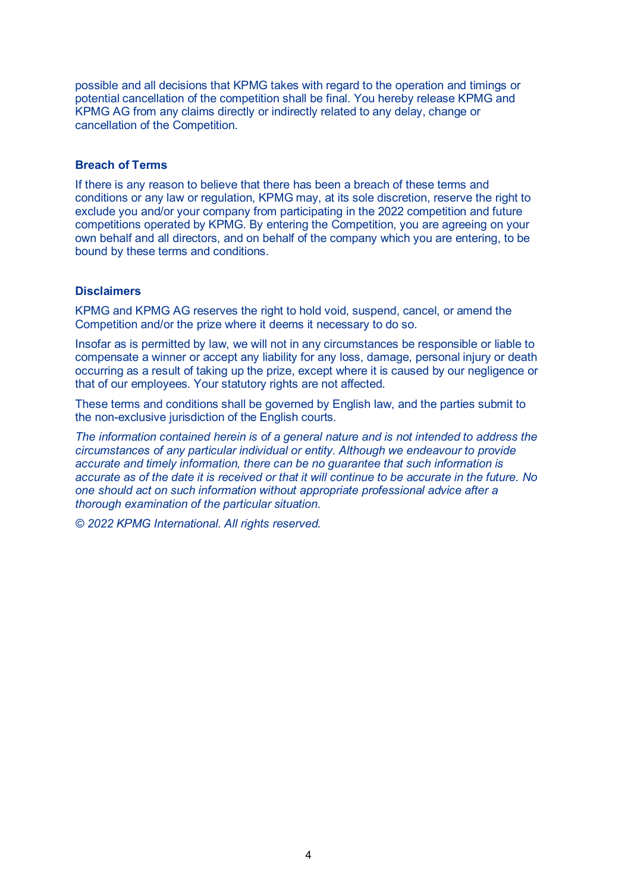possible and all decisions that KPMG takes with regard to the operation and timings or potential cancellation of the competition shall be final. You hereby release KPMG and KPMG AG from any claims directly or indirectly related to any delay, change or cancellation of the Competition.

### Breach of Terms

If there is any reason to believe that there has been a breach of these terms and conditions or any law or regulation, KPMG may, at its sole discretion, reserve the right to exclude you and/or your company from participating in the 2022 competition and future competitions operated by KPMG. By entering the Competition, you are agreeing on your own behalf and all directors, and on behalf of the company which you are entering, to be bound by these terms and conditions.

### Disclaimers

KPMG and KPMG AG reserves the right to hold void, suspend, cancel, or amend the Competition and/or the prize where it deems it necessary to do so.

Insofar as is permitted by law, we will not in any circumstances be responsible or liable to compensate a winner or accept any liability for any loss, damage, personal injury or death occurring as a result of taking up the prize, except where it is caused by our negligence or that of our employees. Your statutory rights are not affected.

These terms and conditions shall be governed by English law, and the parties submit to the non-exclusive jurisdiction of the English courts.

*The information contained herein is of a general nature and is not intended to address the circumstances of any particular individual or entity. Although we endeavour to provide accurate and timely information, there can be no guarantee that such information is accurate as of the date it is received or that it will continue to be accurate in the future. No one should act on such information without appropriate professional advice after a thorough examination of the particular situation.*

*© 2022 KPMG International. All rights reserved.*